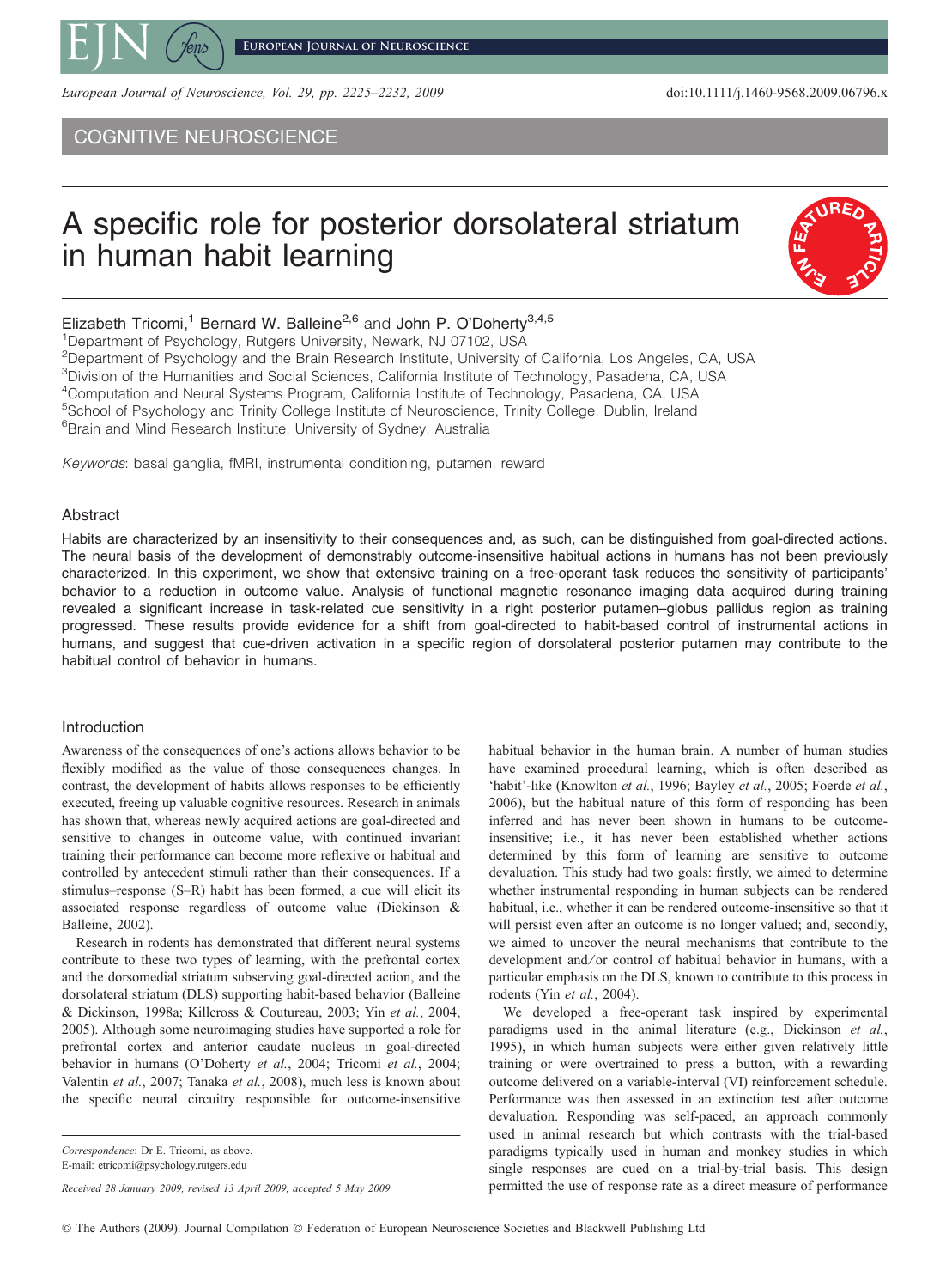COGNITIVE NEUROSCIENCE

# A specific role for posterior dorsolateral striatum in human habit learning

Elizabeth Tricomi,[1] Bernard W. Balleine[2,6] and John P. O'Doherty[3,4,5]

[1]Department of Psychology, Rutgers University, Newark, NJ 07102, USA
[2]Department of Psychology and the Brain Research Institute, University of California, Los Angeles, CA, USA
[3]Division of the Humanities and Social Sciences, California Institute of Technology, Pasadena, CA, USA
[4]Computation and Neural Systems Program, California Institute of Technology, Pasadena, CA, USA
[5]School of Psychology and Trinity College Institute of Neuroscience, Trinity College, Dublin, Ireland
[6]Brain and Mind Research Institute, University of Sydney, Australia

*Keywords*: basal ganglia, fMRI, instrumental conditioning, putamen, reward

## Abstract

Habits are characterized by an insensitivity to their consequences and, as such, can be distinguished from goal-directed actions. The neural basis of the development of demonstrably outcome-insensitive habitual actions in humans has not been previously characterized. In this experiment, we show that extensive training on a free-operant task reduces the sensitivity of participants' behavior to a reduction in outcome value. Analysis of functional magnetic resonance imaging data acquired during training revealed a significant increase in task-related cue sensitivity in a right posterior putamen–globus pallidus region as training progressed. These results provide evidence for a shift from goal-directed to habit-based control of instrumental actions in humans, and suggest that cue-driven activation in a specific region of dorsolateral posterior putamen may contribute to the habitual control of behavior in humans.

## Introduction

Awareness of the consequences of one's actions allows behavior to be flexibly modified as the value of those consequences changes. In contrast, the development of habits allows responses to be efficiently executed, freeing up valuable cognitive resources. Research in animals has shown that, whereas newly acquired actions are goal-directed and sensitive to changes in outcome value, with continued invariant training their performance can become more reflexive or habitual and controlled by antecedent stimuli rather than their consequences. If a stimulus–response (S–R) habit has been formed, a cue will elicit its associated response regardless of outcome value (Dickinson & Balleine, 2002).

Research in rodents has demonstrated that different neural systems contribute to these two types of learning, with the prefrontal cortex and the dorsomedial striatum subserving goal-directed action, and the dorsolateral striatum (DLS) supporting habit-based behavior (Balleine & Dickinson, 1998a; Killcross & Coutureau, 2003; Yin *et al.*, 2004, 2005). Although some neuroimaging studies have supported a role for prefrontal cortex and anterior caudate nucleus in goal-directed behavior in humans (O'Doherty *et al.*, 2004; Tricomi *et al.*, 2004; Valentin *et al.*, 2007; Tanaka *et al.*, 2008), much less is known about the specific neural circuitry responsible for outcome-insensitive habitual behavior in the human brain. A number of human studies have examined procedural learning, which is often described as 'habit'-like (Knowlton *et al.*, 1996; Bayley *et al.*, 2005; Foerde *et al.*, 2006), but the habitual nature of this form of responding has been inferred and has never been shown in humans to be outcome-insensitive; i.e., it has never been established whether actions determined by this form of learning are sensitive to outcome devaluation. This study had two goals: firstly, we aimed to determine whether instrumental responding in human subjects can be rendered habitual, i.e., whether it can be rendered outcome-insensitive so that it will persist even after an outcome is no longer valued; and, secondly, we aimed to uncover the neural mechanisms that contribute to the development and/or control of habitual behavior in humans, with a particular emphasis on the DLS, known to contribute to this process in rodents (Yin *et al.*, 2004).

We developed a free-operant task inspired by experimental paradigms used in the animal literature (e.g., Dickinson *et al.*, 1995), in which human subjects were either given relatively little training or were overtrained to press a button, with a rewarding outcome delivered on a variable-interval (VI) reinforcement schedule. Performance was then assessed in an extinction test after outcome devaluation. Responding was self-paced, an approach commonly used in animal research but which contrasts with the trial-based paradigms typically used in human and monkey studies in which single responses are cued on a trial-by-trial basis. This design permitted the use of response rate as a direct measure of performance

*Correspondence*: Dr E. Tricomi, as above.
E-mail: etricomi@psychology.rutgers.edu

*Received 28 January 2009, revised 13 April 2009, accepted 5 May 2009*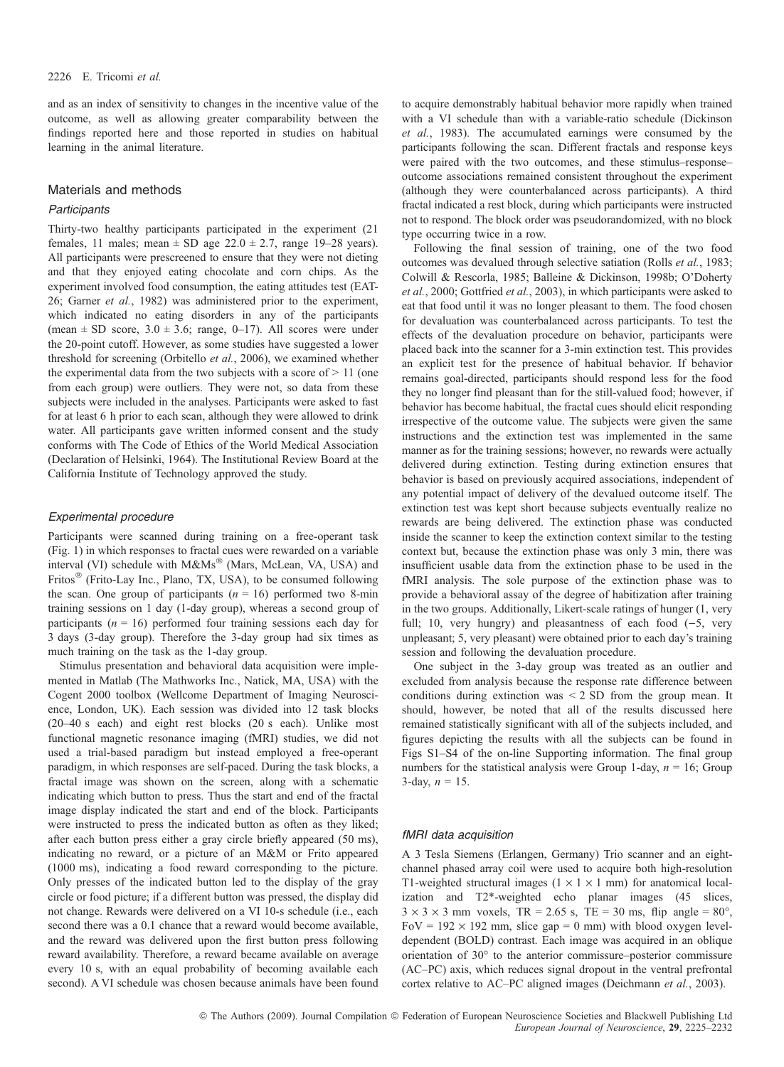and as an index of sensitivity to changes in the incentive value of the outcome, as well as allowing greater comparability between the findings reported here and those reported in studies on habitual learning in the animal literature.

## Materials and methods

### *Participants*

Thirty-two healthy participants participated in the experiment (21 females, 11 males; mean ± SD age 22.0 ± 2.7, range 19–28 years). All participants were prescreened to ensure that they were not dieting and that they enjoyed eating chocolate and corn chips. As the experiment involved food consumption, the eating attitudes test (EAT-26; Garner *et al.*, 1982) was administered prior to the experiment, which indicated no eating disorders in any of the participants (mean ± SD score, 3.0 ± 3.6; range, 0–17). All scores were under the 20-point cutoff. However, as some studies have suggested a lower threshold for screening (Orbitello *et al.*, 2006), we examined whether the experimental data from the two subjects with a score of > 11 (one from each group) were outliers. They were not, so data from these subjects were included in the analyses. Participants were asked to fast for at least 6 h prior to each scan, although they were allowed to drink water. All participants gave written informed consent and the study conforms with The Code of Ethics of the World Medical Association (Declaration of Helsinki, 1964). The Institutional Review Board at the California Institute of Technology approved the study.

### *Experimental procedure*

Participants were scanned during training on a free-operant task (Fig. 1) in which responses to fractal cues were rewarded on a variable interval (VI) schedule with M&Ms® (Mars, McLean, VA, USA) and Fritos® (Frito-Lay Inc., Plano, TX, USA), to be consumed following the scan. One group of participants ($n = 16$) performed two 8-min training sessions on 1 day (1-day group), whereas a second group of participants ($n = 16$) performed four training sessions each day for 3 days (3-day group). Therefore the 3-day group had six times as much training on the task as the 1-day group.

Stimulus presentation and behavioral data acquisition were implemented in Matlab (The Mathworks Inc., Natick, MA, USA) with the Cogent 2000 toolbox (Wellcome Department of Imaging Neuroscience, London, UK). Each session was divided into 12 task blocks (20–40 s each) and eight rest blocks (20 s each). Unlike most functional magnetic resonance imaging (fMRI) studies, we did not used a trial-based paradigm but instead employed a free-operant paradigm, in which responses are self-paced. During the task blocks, a fractal image was shown on the screen, along with a schematic indicating which button to press. Thus the start and end of the fractal image display indicated the start and end of the block. Participants were instructed to press the indicated button as often as they liked; after each button press either a gray circle briefly appeared (50 ms), indicating no reward, or a picture of an M&M or Frito appeared (1000 ms), indicating a food reward corresponding to the picture. Only presses of the indicated button led to the display of the gray circle or food picture; if a different button was pressed, the display did not change. Rewards were delivered on a VI 10-s schedule (i.e., each second there was a 0.1 chance that a reward would become available, and the reward was delivered upon the first button press following reward availability. Therefore, a reward became available on average every 10 s, with an equal probability of becoming available each second). A VI schedule was chosen because animals have been found to acquire demonstrably habitual behavior more rapidly when trained with a VI schedule than with a variable-ratio schedule (Dickinson *et al.*, 1983). The accumulated earnings were consumed by the participants following the scan. Different fractals and response keys were paired with the two outcomes, and these stimulus–response–outcome associations remained consistent throughout the experiment (although they were counterbalanced across participants). A third fractal indicated a rest block, during which participants were instructed not to respond. The block order was pseudorandomized, with no block type occurring twice in a row.

Following the final session of training, one of the two food outcomes was devalued through selective satiation (Rolls *et al.*, 1983; Colwill & Rescorla, 1985; Balleine & Dickinson, 1998b; O'Doherty *et al.*, 2000; Gottfried *et al.*, 2003), in which participants were asked to eat that food until it was no longer pleasant to them. The food chosen for devaluation was counterbalanced across participants. To test the effects of the devaluation procedure on behavior, participants were placed back into the scanner for a 3-min extinction test. This provides an explicit test for the presence of habitual behavior. If behavior remains goal-directed, participants should respond less for the food they no longer find pleasant than for the still-valued food; however, if behavior has become habitual, the fractal cues should elicit responding irrespective of the outcome value. The subjects were given the same instructions and the extinction test was implemented in the same manner as for the training sessions; however, no rewards were actually delivered during extinction. Testing during extinction ensures that behavior is based on previously acquired associations, independent of any potential impact of delivery of the devalued outcome itself. The extinction test was kept short because subjects eventually realize no rewards are being delivered. The extinction phase was conducted inside the scanner to keep the extinction context similar to the testing context but, because the extinction phase was only 3 min, there was insufficient usable data from the extinction phase to be used in the fMRI analysis. The sole purpose of the extinction phase was to provide a behavioral assay of the degree of habitization after training in the two groups. Additionally, Likert-scale ratings of hunger (1, very full; 10, very hungry) and pleasantness of each food (−5, very unpleasant; 5, very pleasant) were obtained prior to each day's training session and following the devaluation procedure.

One subject in the 3-day group was treated as an outlier and excluded from analysis because the response rate difference between conditions during extinction was < 2 SD from the group mean. It should, however, be noted that all of the results discussed here remained statistically significant with all of the subjects included, and figures depicting the results with all the subjects can be found in Figs S1–S4 of the on-line Supporting information. The final group numbers for the statistical analysis were Group 1-day, $n = 16$; Group 3-day, $n = 15$.

### *fMRI data acquisition*

A 3 Tesla Siemens (Erlangen, Germany) Trio scanner and an eight-channel phased array coil were used to acquire both high-resolution T1-weighted structural images (1 × 1 × 1 mm) for anatomical localization and T2*-weighted echo planar images (45 slices, 3 × 3 × 3 mm voxels, TR = 2.65 s, TE = 30 ms, flip angle = 80°, FoV = 192 × 192 mm, slice gap = 0 mm) with blood oxygen level-dependent (BOLD) contrast. Each image was acquired in an oblique orientation of 30° to the anterior commissure–posterior commissure (AC–PC) axis, which reduces signal dropout in the ventral prefrontal cortex relative to AC–PC aligned images (Deichmann *et al.*, 2003).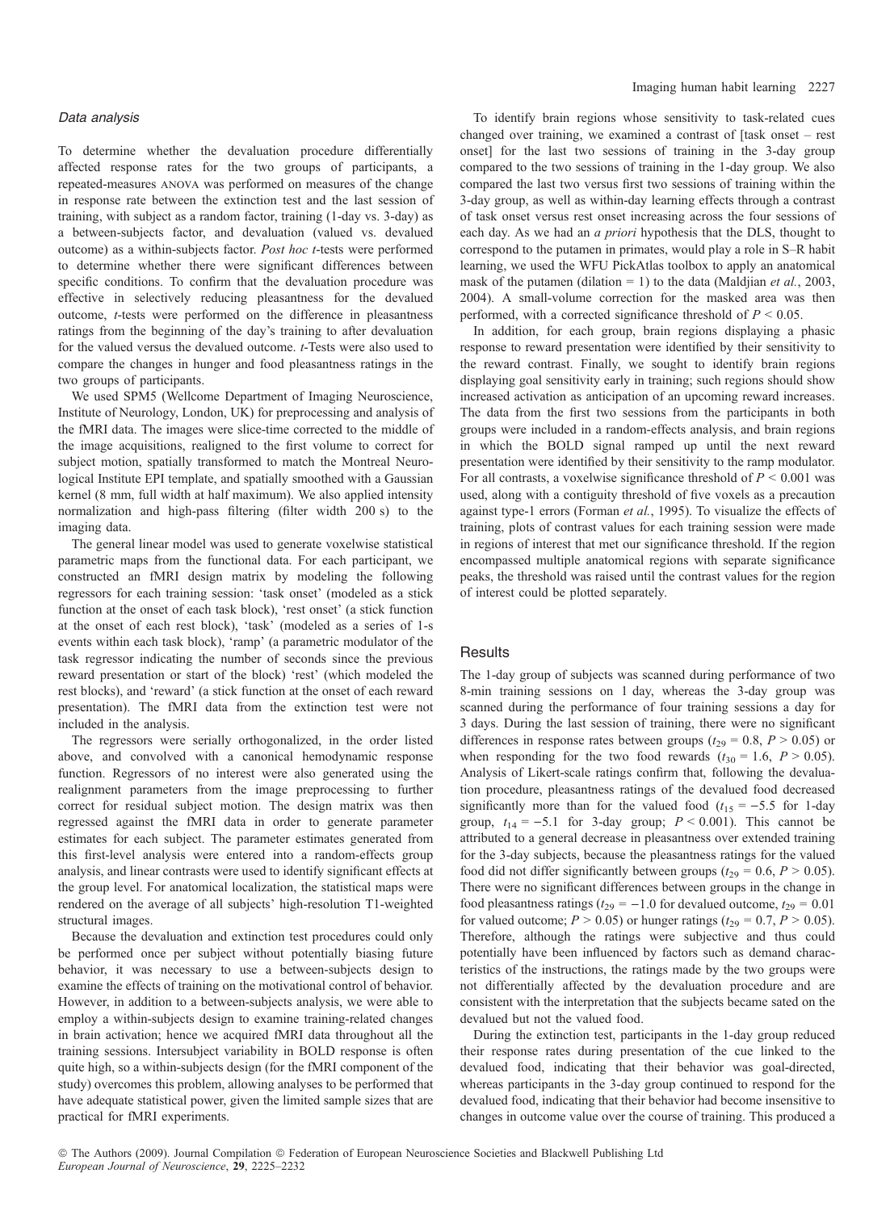### Data analysis

To determine whether the devaluation procedure differentially affected response rates for the two groups of participants, a repeated-measures ANOVA was performed on measures of the change in response rate between the extinction test and the last session of training, with subject as a random factor, training (1-day vs. 3-day) as a between-subjects factor, and devaluation (valued vs. devalued outcome) as a within-subjects factor. *Post hoc t*-tests were performed to determine whether there were significant differences between specific conditions. To confirm that the devaluation procedure was effective in selectively reducing pleasantness for the devalued outcome, *t*-tests were performed on the difference in pleasantness ratings from the beginning of the day's training to after devaluation for the valued versus the devalued outcome. *t*-Tests were also used to compare the changes in hunger and food pleasantness ratings in the two groups of participants.

We used SPM5 (Wellcome Department of Imaging Neuroscience, Institute of Neurology, London, UK) for preprocessing and analysis of the fMRI data. The images were slice-time corrected to the middle of the image acquisitions, realigned to the first volume to correct for subject motion, spatially transformed to match the Montreal Neurological Institute EPI template, and spatially smoothed with a Gaussian kernel (8 mm, full width at half maximum). We also applied intensity normalization and high-pass filtering (filter width 200 s) to the imaging data.

The general linear model was used to generate voxelwise statistical parametric maps from the functional data. For each participant, we constructed an fMRI design matrix by modeling the following regressors for each training session: 'task onset' (modeled as a stick function at the onset of each task block), 'rest onset' (a stick function at the onset of each rest block), 'task' (modeled as a series of 1-s events within each task block), 'ramp' (a parametric modulator of the task regressor indicating the number of seconds since the previous reward presentation or start of the block) 'rest' (which modeled the rest blocks), and 'reward' (a stick function at the onset of each reward presentation). The fMRI data from the extinction test were not included in the analysis.

The regressors were serially orthogonalized, in the order listed above, and convolved with a canonical hemodynamic response function. Regressors of no interest were also generated using the realignment parameters from the image preprocessing to further correct for residual subject motion. The design matrix was then regressed against the fMRI data in order to generate parameter estimates for each subject. The parameter estimates generated from this first-level analysis were entered into a random-effects group analysis, and linear contrasts were used to identify significant effects at the group level. For anatomical localization, the statistical maps were rendered on the average of all subjects' high-resolution T1-weighted structural images.

Because the devaluation and extinction test procedures could only be performed once per subject without potentially biasing future behavior, it was necessary to use a between-subjects design to examine the effects of training on the motivational control of behavior. However, in addition to a between-subjects analysis, we were able to employ a within-subjects design to examine training-related changes in brain activation; hence we acquired fMRI data throughout all the training sessions. Intersubject variability in BOLD response is often quite high, so a within-subjects design (for the fMRI component of the study) overcomes this problem, allowing analyses to be performed that have adequate statistical power, given the limited sample sizes that are practical for fMRI experiments.

To identify brain regions whose sensitivity to task-related cues changed over training, we examined a contrast of [task onset – rest onset] for the last two sessions of training in the 3-day group compared to the two sessions of training in the 1-day group. We also compared the last two versus first two sessions of training within the 3-day group, as well as within-day learning effects through a contrast of task onset versus rest onset increasing across the four sessions of each day. As we had an *a priori* hypothesis that the DLS, thought to correspond to the putamen in primates, would play a role in S–R habit learning, we used the WFU PickAtlas toolbox to apply an anatomical mask of the putamen (dilation = 1) to the data (Maldjian *et al.*, 2003, 2004). A small-volume correction for the masked area was then performed, with a corrected significance threshold of $P < 0.05$.

In addition, for each group, brain regions displaying a phasic response to reward presentation were identified by their sensitivity to the reward contrast. Finally, we sought to identify brain regions displaying goal sensitivity early in training; such regions should show increased activation as anticipation of an upcoming reward increases. The data from the first two sessions from the participants in both groups were included in a random-effects analysis, and brain regions in which the BOLD signal ramped up until the next reward presentation were identified by their sensitivity to the ramp modulator. For all contrasts, a voxelwise significance threshold of $P < 0.001$ was used, along with a contiguity threshold of five voxels as a precaution against type-1 errors (Forman *et al.*, 1995). To visualize the effects of training, plots of contrast values for each training session were made in regions of interest that met our significance threshold. If the region encompassed multiple anatomical regions with separate significance peaks, the threshold was raised until the contrast values for the region of interest could be plotted separately.

## Results

The 1-day group of subjects was scanned during performance of two 8-min training sessions on 1 day, whereas the 3-day group was scanned during the performance of four training sessions a day for 3 days. During the last session of training, there were no significant differences in response rates between groups ($t_{29} = 0.8$, $P > 0.05$) or when responding for the two food rewards ($t_{30} = 1.6$, $P > 0.05$). Analysis of Likert-scale ratings confirm that, following the devaluation procedure, pleasantness ratings of the devalued food decreased significantly more than for the valued food ($t_{15} = -5.5$ for 1-day group, $t_{14} = -5.1$ for 3-day group; $P < 0.001$). This cannot be attributed to a general decrease in pleasantness over extended training for the 3-day subjects, because the pleasantness ratings for the valued food did not differ significantly between groups ($t_{29} = 0.6$, $P > 0.05$). There were no significant differences between groups in the change in food pleasantness ratings ($t_{29} = -1.0$ for devalued outcome, $t_{29} = 0.01$ for valued outcome; $P > 0.05$) or hunger ratings ($t_{29} = 0.7$, $P > 0.05$). Therefore, although the ratings were subjective and thus could potentially have been influenced by factors such as demand characteristics of the instructions, the ratings made by the two groups were not differentially affected by the devaluation procedure and are consistent with the interpretation that the subjects became sated on the devalued but not the valued food.

During the extinction test, participants in the 1-day group reduced their response rates during presentation of the cue linked to the devalued food, indicating that their behavior was goal-directed, whereas participants in the 3-day group continued to respond for the devalued food, indicating that their behavior had become insensitive to changes in outcome value over the course of training. This produced a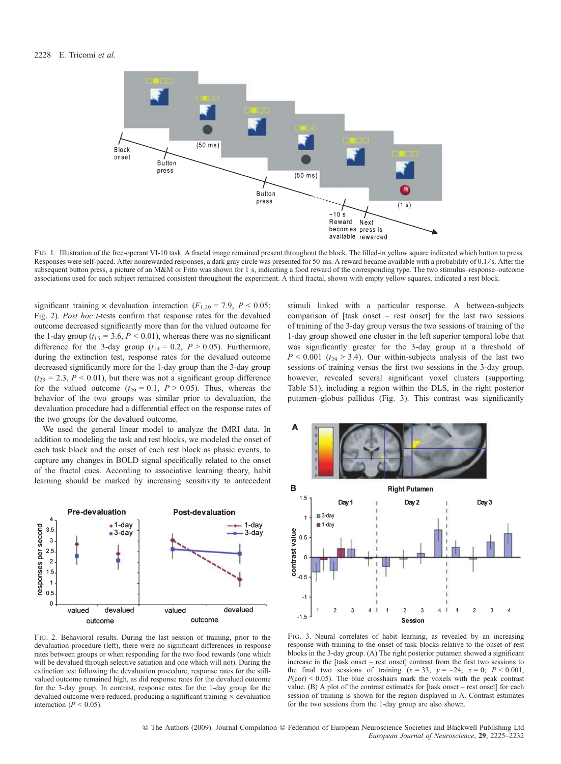FIG. 1. Illustration of the free-operant VI-10 task. A fractal image remained present throughout the block. The filled-in yellow square indicated which button to press. Responses were self-paced. After nonrewarded responses, a dark gray circle was presented for 50 ms. A reward became available with a probability of 0.1/s. After the subsequent button press, a picture of an M&M or Frito was shown for 1 s, indicating a food reward of the corresponding type. The two stimulus–response–outcome associations used for each subject remained consistent throughout the experiment. A third fractal, shown with empty yellow squares, indicated a rest block.

significant training × devaluation interaction ($F_{1,29} = 7.9$, $P < 0.05$; Fig. 2). *Post hoc t*-tests confirm that response rates for the devalued outcome decreased significantly more than for the valued outcome for the 1-day group ($t_{15} = 3.6$, $P < 0.01$), whereas there was no significant difference for the 3-day group ($t_{14} = 0.2$, $P > 0.05$). Furthermore, during the extinction test, response rates for the devalued outcome decreased significantly more for the 1-day group than the 3-day group ($t_{29} = 2.3$, $P < 0.01$), but there was not a significant group difference for the valued outcome ($t_{29} = 0.1$, $P > 0.05$). Thus, whereas the behavior of the two groups was similar prior to devaluation, the devaluation procedure had a differential effect on the response rates of the two groups for the devalued outcome.

We used the general linear model to analyze the fMRI data. In addition to modeling the task and rest blocks, we modeled the onset of each task block and the onset of each rest block as phasic events, to capture any changes in BOLD signal specifically related to the onset of the fractal cues. According to associative learning theory, habit learning should be marked by increasing sensitivity to antecedent stimuli linked with a particular response. A between-subjects comparison of [task onset – rest onset] for the last two sessions of training of the 3-day group versus the two sessions of training of the 1-day group showed one cluster in the left superior temporal lobe that was significantly greater for the 3-day group for a threshold of $P < 0.001$ ($t_{29} > 3.4$). Our within-subjects analysis of the last two sessions of training versus the first two sessions in the 3-day group, however, revealed several significant voxel clusters (supporting Table S1), including a region within the DLS, in the right posterior putamen–globus pallidus (Fig. 3). This contrast was significantly

FIG. 2. Behavioral results. During the last session of training, prior to the devaluation procedure (left), there were no significant differences in response rates between groups or when responding for the two food rewards (one which will be devalued through selective satiation and one which will not). During the extinction test following the devaluation procedure, response rates for the still-valued outcome remained high, as did response rates for the devalued outcome for the 3-day group. In contrast, response rates for the 1-day group for the devalued outcome were reduced, producing a significant training × devaluation interaction ($P < 0.05$).

FIG. 3. Neural correlates of habit learning, as revealed by an increasing response with training to the onset of task blocks relative to the onset of rest blocks in the 3-day group. (A) The right posterior putamen showed a significant increase in the [task onset – rest onset] contrast from the first two sessions to the final two sessions of training ($x = 33$, $y = -24$, $z = 0$; $P < 0.001$, $P$(cor) $< 0.05$). The blue crosshairs mark the voxels with the peak contrast value. (B) A plot of the contrast estimates for [task onset – rest onset] for each session of training is shown for the region displayed in A. Contrast estimates for the two sessions from the 1-day group are also shown.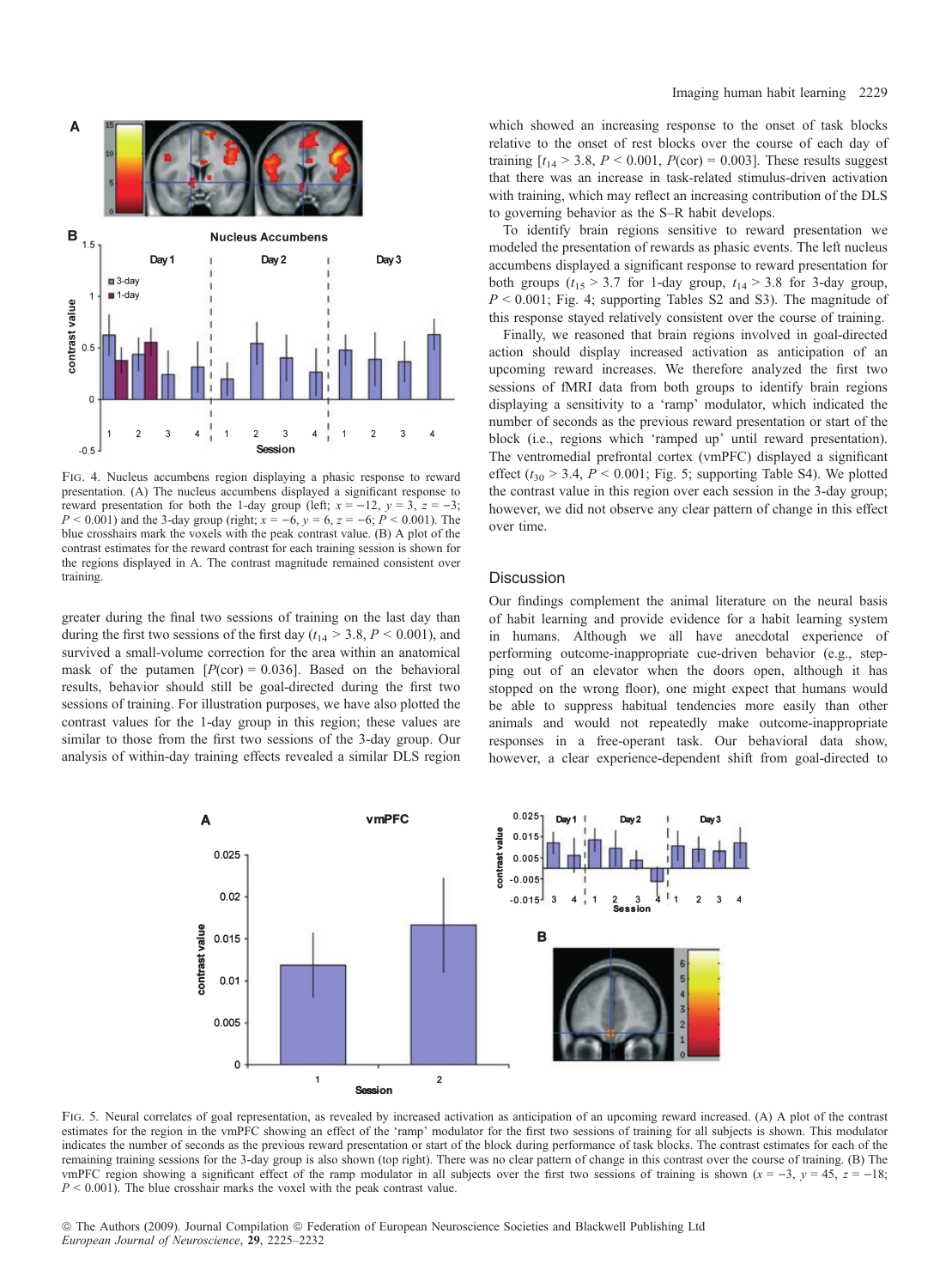A

B

Nucleus Accumbens

Day 1 Day 2 Day 3

3-day
1-day

contrast value

1.5
1
0.5
0
-0.5

1 2 3 4 1 2 3 4 1 2 3 4

Session

FIG. 4. Nucleus accumbens region displaying a phasic response to reward presentation. (A) The nucleus accumbens displayed a significant response to reward presentation for both the 1-day group (left; $x = -12$, $y = 3$, $z = -3$; $P < 0.001$) and the 3-day group (right; $x = -6$, $y = 6$, $z = -6$; $P < 0.001$). The blue crosshairs mark the voxels with the peak contrast value. (B) A plot of the contrast estimates for the reward contrast for each training session is shown for the regions displayed in A. The contrast magnitude remained consistent over training.

greater during the final two sessions of training on the last day than during the first two sessions of the first day ($t_{14} > 3.8$, $P < 0.001$), and survived a small-volume correction for the area within an anatomical mask of the putamen [$P$(cor) = 0.036]. Based on the behavioral results, behavior should still be goal-directed during the first two sessions of training. For illustration purposes, we have also plotted the contrast values for the 1-day group in this region; these values are similar to those from the first two sessions of the 3-day group. Our analysis of within-day training effects revealed a similar DLS region which showed an increasing response to the onset of task blocks relative to the onset of rest blocks over the course of each day of training [$t_{14} > 3.8$, $P < 0.001$, $P$(cor) = 0.003]. These results suggest that there was an increase in task-related stimulus-driven activation with training, which may reflect an increasing contribution of the DLS to governing behavior as the S–R habit develops.

To identify brain regions sensitive to reward presentation we modeled the presentation of rewards as phasic events. The left nucleus accumbens displayed a significant response to reward presentation for both groups ($t_{15} > 3.7$ for 1-day group, $t_{14} > 3.8$ for 3-day group, $P < 0.001$; Fig. 4; supporting Tables S2 and S3). The magnitude of this response stayed relatively consistent over the course of training.

Finally, we reasoned that brain regions involved in goal-directed action should display increased activation as anticipation of an upcoming reward increases. We therefore analyzed the first two sessions of fMRI data from both groups to identify brain regions displaying a sensitivity to a 'ramp' modulator, which indicated the number of seconds as the previous reward presentation or start of the block (i.e., regions which 'ramped up' until reward presentation). The ventromedial prefrontal cortex (vmPFC) displayed a significant effect ($t_{30} > 3.4$, $P < 0.001$; Fig. 5; supporting Table S4). We plotted the contrast value in this region over each session in the 3-day group; however, we did not observe any clear pattern of change in this effect over time.

## Discussion

Our findings complement the animal literature on the neural basis of habit learning and provide evidence for a habit learning system in humans. Although we all have anecdotal experience of performing outcome-inappropriate cue-driven behavior (e.g., stepping out of an elevator when the doors open, although it has stopped on the wrong floor), one might expect that humans would be able to suppress habitual tendencies more easily than other animals and would not repeatedly make outcome-inappropriate responses in a free-operant task. Our behavioral data show, however, a clear experience-dependent shift from goal-directed to

A

vmPFC

contrast value

0.025
0.02
0.015
0.01
0.005
0

1 2

Session

contrast value

0.025
0.015
0.005
-0.005
-0.015

Day 1 Day 2 Day 3

3 4 1 2 3 4 1 2 3 4

Session

B

FIG. 5. Neural correlates of goal representation, as revealed by increased activation as anticipation of an upcoming reward increased. (A) A plot of the contrast estimates for the region in the vmPFC showing an effect of the 'ramp' modulator for the first two sessions of training for all subjects is shown. This modulator indicates the number of seconds as the previous reward presentation or start of the block during performance of task blocks. The contrast estimates for each of the remaining training sessions for the 3-day group is also shown (top right). There was no clear pattern of change in this contrast over the course of training. (B) The vmPFC region showing a significant effect of the ramp modulator in all subjects over the first two sessions of training is shown ($x = -3$, $y = 45$, $z = -18$; $P < 0.001$). The blue crosshair marks the voxel with the peak contrast value.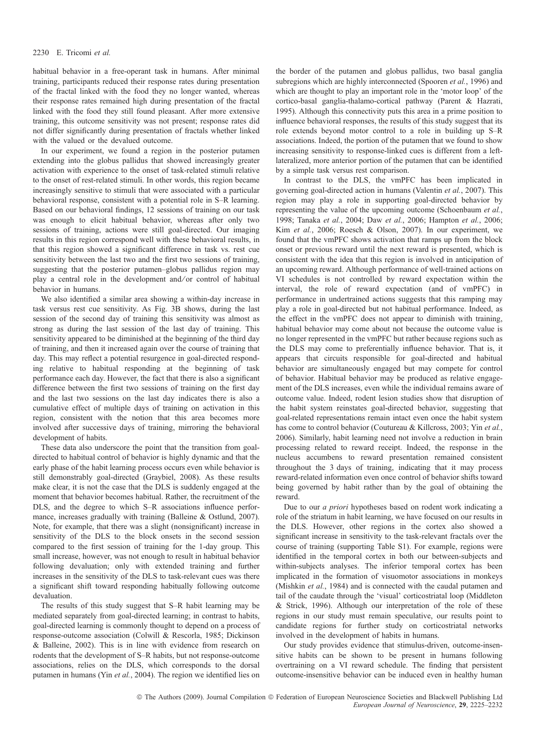habitual behavior in a free-operant task in humans. After minimal training, participants reduced their response rates during presentation of the fractal linked with the food they no longer wanted, whereas their response rates remained high during presentation of the fractal linked with the food they still found pleasant. After more extensive training, this outcome sensitivity was not present; response rates did not differ significantly during presentation of fractals whether linked with the valued or the devalued outcome.

In our experiment, we found a region in the posterior putamen extending into the globus pallidus that showed increasingly greater activation with experience to the onset of task-related stimuli relative to the onset of rest-related stimuli. In other words, this region became increasingly sensitive to stimuli that were associated with a particular behavioral response, consistent with a potential role in S–R learning. Based on our behavioral findings, 12 sessions of training on our task was enough to elicit habitual behavior, whereas after only two sessions of training, actions were still goal-directed. Our imaging results in this region correspond well with these behavioral results, in that this region showed a significant difference in task vs. rest cue sensitivity between the last two and the first two sessions of training, suggesting that the posterior putamen–globus pallidus region may play a central role in the development and/or control of habitual behavior in humans.

We also identified a similar area showing a within-day increase in task versus rest cue sensitivity. As Fig. 3B shows, during the last session of the second day of training this sensitivity was almost as strong as during the last session of the last day of training. This sensitivity appeared to be diminished at the beginning of the third day of training, and then it increased again over the course of training that day. This may reflect a potential resurgence in goal-directed responding relative to habitual responding at the beginning of task performance each day. However, the fact that there is also a significant difference between the first two sessions of training on the first day and the last two sessions on the last day indicates there is also a cumulative effect of multiple days of training on activation in this region, consistent with the notion that this area becomes more involved after successive days of training, mirroring the behavioral development of habits.

These data also underscore the point that the transition from goal-directed to habitual control of behavior is highly dynamic and that the early phase of the habit learning process occurs even while behavior is still demonstrably goal-directed (Graybiel, 2008). As these results make clear, it is not the case that the DLS is suddenly engaged at the moment that behavior becomes habitual. Rather, the recruitment of the DLS, and the degree to which S–R associations influence performance, increases gradually with training (Balleine & Ostlund, 2007). Note, for example, that there was a slight (nonsignificant) increase in sensitivity of the DLS to the block onsets in the second session compared to the first session of training for the 1-day group. This small increase, however, was not enough to result in habitual behavior following devaluation; only with extended training and further increases in the sensitivity of the DLS to task-relevant cues was there a significant shift toward responding habitually following outcome devaluation.

The results of this study suggest that S–R habit learning may be mediated separately from goal-directed learning; in contrast to habits, goal-directed learning is commonly thought to depend on a process of response-outcome association (Colwill & Rescorla, 1985; Dickinson & Balleine, 2002). This is in line with evidence from research on rodents that the development of S–R habits, but not response-outcome associations, relies on the DLS, which corresponds to the dorsal putamen in humans (Yin *et al.*, 2004). The region we identified lies on the border of the putamen and globus pallidus, two basal ganglia subregions which are highly interconnected (Spooren *et al.*, 1996) and which are thought to play an important role in the 'motor loop' of the cortico-basal ganglia-thalamo-cortical pathway (Parent & Hazrati, 1995). Although this connectivity puts this area in a prime position to influence behavioral responses, the results of this study suggest that its role extends beyond motor control to a role in building up S–R associations. Indeed, the portion of the putamen that we found to show increasing sensitivity to response-linked cues is different from a left-lateralized, more anterior portion of the putamen that can be identified by a simple task versus rest comparison.

In contrast to the DLS, the vmPFC has been implicated in governing goal-directed action in humans (Valentin *et al.*, 2007). This region may play a role in supporting goal-directed behavior by representing the value of the upcoming outcome (Schoenbaum *et al.*, 1998; Tanaka *et al.*, 2004; Daw *et al.*, 2006; Hampton *et al.*, 2006; Kim *et al.*, 2006; Roesch & Olson, 2007). In our experiment, we found that the vmPFC shows activation that ramps up from the block onset or previous reward until the next reward is presented, which is consistent with the idea that this region is involved in anticipation of an upcoming reward. Although performance of well-trained actions on VI schedules is not controlled by reward expectation within the interval, the role of reward expectation (and of vmPFC) in performance in undertrained actions suggests that this ramping may play a role in goal-directed but not habitual performance. Indeed, as the effect in the vmPFC does not appear to diminish with training, habitual behavior may come about not because the outcome value is no longer represented in the vmPFC but rather because regions such as the DLS may come to preferentially influence behavior. That is, it appears that circuits responsible for goal-directed and habitual behavior are simultaneously engaged but may compete for control of behavior. Habitual behavior may be produced as relative engagement of the DLS increases, even while the individual remains aware of outcome value. Indeed, rodent lesion studies show that disruption of the habit system reinstates goal-directed behavior, suggesting that goal-related representations remain intact even once the habit system has come to control behavior (Coutureau & Killcross, 2003; Yin *et al.*, 2006). Similarly, habit learning need not involve a reduction in brain processing related to reward receipt. Indeed, the response in the nucleus accumbens to reward presentation remained consistent throughout the 3 days of training, indicating that it may process reward-related information even once control of behavior shifts toward being governed by habit rather than by the goal of obtaining the reward.

Due to our *a priori* hypotheses based on rodent work indicating a role of the striatum in habit learning, we have focused on our results in the DLS. However, other regions in the cortex also showed a significant increase in sensitivity to the task-relevant fractals over the course of training (supporting Table S1). For example, regions were identified in the temporal cortex in both our between-subjects and within-subjects analyses. The inferior temporal cortex has been implicated in the formation of visuomotor associations in monkeys (Mishkin *et al.*, 1984) and is connected with the caudal putamen and tail of the caudate through the 'visual' corticostriatal loop (Middleton & Strick, 1996). Although our interpretation of the role of these regions in our study must remain speculative, our results point to candidate regions for further study on corticostriatal networks involved in the development of habits in humans.

Our study provides evidence that stimulus-driven, outcome-insensitive habits can be shown to be present in humans following overtraining on a VI reward schedule. The finding that persistent outcome-insensitive behavior can be induced even in healthy human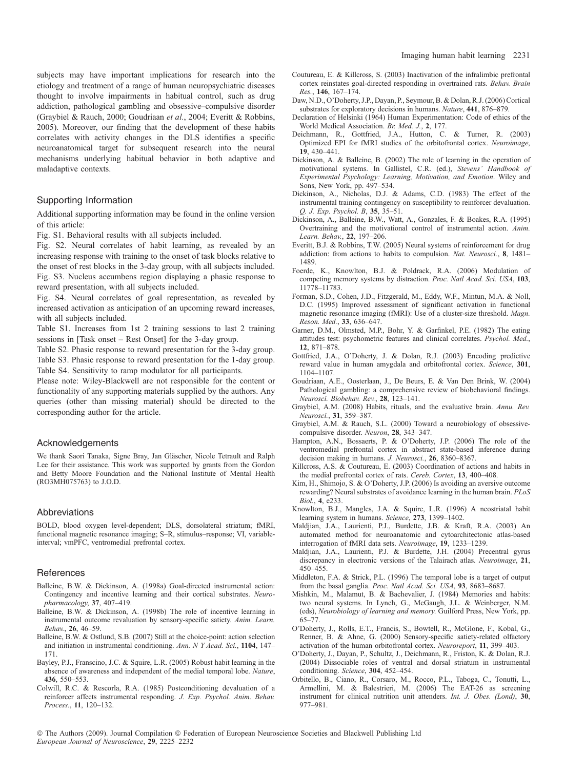subjects may have important implications for research into the etiology and treatment of a range of human neuropsychiatric diseases thought to involve impairments in habitual control, such as drug addiction, pathological gambling and obsessive–compulsive disorder (Graybiel & Rauch, 2000; Goudriaan *et al.*, 2004; Everitt & Robbins, 2005). Moreover, our finding that the development of these habits correlates with activity changes in the DLS identifies a specific neuroanatomical target for subsequent research into the neural mechanisms underlying habitual behavior in both adaptive and maladaptive contexts.

## Supporting Information

Additional supporting information may be found in the online version of this article:

Fig. S1. Behavioral results with all subjects included.

Fig. S2. Neural correlates of habit learning, as revealed by an increasing response with training to the onset of task blocks relative to the onset of rest blocks in the 3-day group, with all subjects included.

Fig. S3. Nucleus accumbens region displaying a phasic response to reward presentation, with all subjects included.

Fig. S4. Neural correlates of goal representation, as revealed by increased activation as anticipation of an upcoming reward increases, with all subjects included.

Table S1. Increases from 1st 2 training sessions to last 2 training sessions in [Task onset – Rest Onset] for the 3-day group.

Table S2. Phasic response to reward presentation for the 3-day group.

Table S3. Phasic response to reward presentation for the 1-day group.

Table S4. Sensitivity to ramp modulator for all participants.

Please note: Wiley-Blackwell are not responsible for the content or functionality of any supporting materials supplied by the authors. Any queries (other than missing material) should be directed to the corresponding author for the article.

## Acknowledgements

We thank Saori Tanaka, Signe Bray, Jan Gläscher, Nicole Tetrault and Ralph Lee for their assistance. This work was supported by grants from the Gordon and Betty Moore Foundation and the National Institute of Mental Health (RO3MH075763) to J.O.D.

## Abbreviations

BOLD, blood oxygen level-dependent; DLS, dorsolateral striatum; fMRI, functional magnetic resonance imaging; S–R, stimulus–response; VI, variable-interval; vmPFC, ventromedial prefrontal cortex.

## References

Balleine, B.W. & Dickinson, A. (1998a) Goal-directed instrumental action: Contingency and incentive learning and their cortical substrates. *Neuropharmacology*, **37**, 407–419.

Balleine, B.W. & Dickinson, A. (1998b) The role of incentive learning in instrumental outcome revaluation by sensory-specific satiety. *Anim. Learn. Behav.*, **26**, 46–59.

Balleine, B.W. & Ostlund, S.B. (2007) Still at the choice-point: action selection and initiation in instrumental conditioning. *Ann. N Y Acad. Sci.*, **1104**, 147–171.

Bayley, P.J., Franscino, J.C. & Squire, L.R. (2005) Robust habit learning in the absence of awareness and independent of the medial temporal lobe. *Nature*, **436**, 550–553.

Colwill, R.C. & Rescorla, R.A. (1985) Postconditioning devaluation of a reinforcer affects instrumental responding. *J. Exp. Psychol. Anim. Behav. Process.*, **11**, 120–132.

Coutureau, E. & Killcross, S. (2003) Inactivation of the infralimbic prefrontal cortex reinstates goal-directed responding in overtrained rats. *Behav. Brain Res.*, **146**, 167–174.

Daw, N.D., O'Doherty, J.P., Dayan, P., Seymour, B. & Dolan, R.J. (2006) Cortical substrates for exploratory decisions in humans. *Nature*, **441**, 876–879.

Declaration of Helsinki (1964) Human Experimentation: Code of ethics of the World Medical Association. *Br. Med. J.*, **2**, 177.

Deichmann, R., Gottfried, J.A., Hutton, C. & Turner, R. (2003) Optimized EPI for fMRI studies of the orbitofrontal cortex. *Neuroimage*, **19**, 430–441.

Dickinson, A. & Balleine, B. (2002) The role of learning in the operation of motivational systems. In Gallistel, C.R. (ed.), *Stevens' Handbook of Experimental Psychology: Learning, Motivation, and Emotion*. Wiley and Sons, New York, pp. 497–534.

Dickinson, A., Nicholas, D.J. & Adams, C.D. (1983) The effect of the instrumental training contingency on susceptibility to reinforcer devaluation. *Q. J. Exp. Psychol. B*, **35**, 35–51.

Dickinson, A., Balleine, B.W., Watt, A., Gonzales, F. & Boakes, R.A. (1995) Overtraining and the motivational control of instrumental action. *Anim. Learn. Behav.*, **22**, 197–206.

Everitt, B.J. & Robbins, T.W. (2005) Neural systems of reinforcement for drug addiction: from actions to habits to compulsion. *Nat. Neurosci.*, **8**, 1481–1489.

Foerde, K., Knowlton, B.J. & Poldrack, R.A. (2006) Modulation of competing memory systems by distraction. *Proc. Natl Acad. Sci. USA*, **103**, 11778–11783.

Forman, S.D., Cohen, J.D., Fitzgerald, M., Eddy, W.F., Mintun, M.A. & Noll, D.C. (1995) Improved assessment of significant activation in functional magnetic resonance imaging (fMRI): Use of a cluster-size threshold. *Magn. Reson. Med.*, **33**, 636–647.

Garner, D.M., Olmsted, M.P., Bohr, Y. & Garfinkel, P.E. (1982) The eating attitudes test: psychometric features and clinical correlates. *Psychol. Med.*, **12**, 871–878.

Gottfried, J.A., O'Doherty, J. & Dolan, R.J. (2003) Encoding predictive reward value in human amygdala and orbitofrontal cortex. *Science*, **301**, 1104–1107.

Goudriaan, A.E., Oosterlaan, J., De Beurs, E. & Van Den Brink, W. (2004) Pathological gambling: a comprehensive review of biobehavioral findings. *Neurosci. Biobehav. Rev.*, **28**, 123–141.

Graybiel, A.M. (2008) Habits, rituals, and the evaluative brain. *Annu. Rev. Neurosci.*, **31**, 359–387.

Graybiel, A.M. & Rauch, S.L. (2000) Toward a neurobiology of obsessive-compulsive disorder. *Neuron*, **28**, 343–347.

Hampton, A.N., Bossaerts, P. & O'Doherty, J.P. (2006) The role of the ventromedial prefrontal cortex in abstract state-based inference during decision making in humans. *J. Neurosci.*, **26**, 8360–8367.

Killcross, A.S. & Coutureau, E. (2003) Coordination of actions and habits in the medial prefrontal cortex of rats. *Cereb. Cortex*, **13**, 400–408.

Kim, H., Shimojo, S. & O'Doherty, J.P. (2006) Is avoiding an aversive outcome rewarding? Neural substrates of avoidance learning in the human brain. *PLoS Biol.*, **4**, e233.

Knowlton, B.J., Mangles, J.A. & Squire, L.R. (1996) A neostriatal habit learning system in humans. *Science*, **273**, 1399–1402.

Maldjian, J.A., Laurienti, P.J., Burdette, J.B. & Kraft, R.A. (2003) An automated method for neuroanatomic and cytoarchitectonic atlas-based interrogation of fMRI data sets. *Neuroimage*, **19**, 1233–1239.

Maldjian, J.A., Laurienti, P.J. & Burdette, J.H. (2004) Precentral gyrus discrepancy in electronic versions of the Talairach atlas. *Neuroimage*, **21**, 450–455.

Middleton, F.A. & Strick, P.L. (1996) The temporal lobe is a target of output from the basal ganglia. *Proc. Natl Acad. Sci. USA*, **93**, 8683–8687.

Mishkin, M., Malamut, B. & Bachevalier, J. (1984) Memories and habits: two neural systems. In Lynch, G., McGaugh, J.L. & Weinberger, N.M. (eds), *Neurobiology of learning and memory*. Guilford Press, New York, pp. 65–77.

O'Doherty, J., Rolls, E.T., Francis, S., Bowtell, R., McGlone, F., Kobal, G., Renner, B. & Ahne, G. (2000) Sensory-specific satiety-related olfactory activation of the human orbitofrontal cortex. *Neuroreport*, **11**, 399–403.

O'Doherty, J., Dayan, P., Schultz, J., Deichmann, R., Friston, K. & Dolan, R.J. (2004) Dissociable roles of ventral and dorsal striatum in instrumental conditioning. *Science*, **304**, 452–454.

Orbitello, B., Ciano, R., Corsaro, M., Rocco, P.L., Taboga, C., Tonutti, L., Armellini, M. & Balestrieri, M. (2006) The EAT-26 as screening instrument for clinical nutrition unit attenders. *Int. J. Obes. (Lond)*, **30**, 977–981.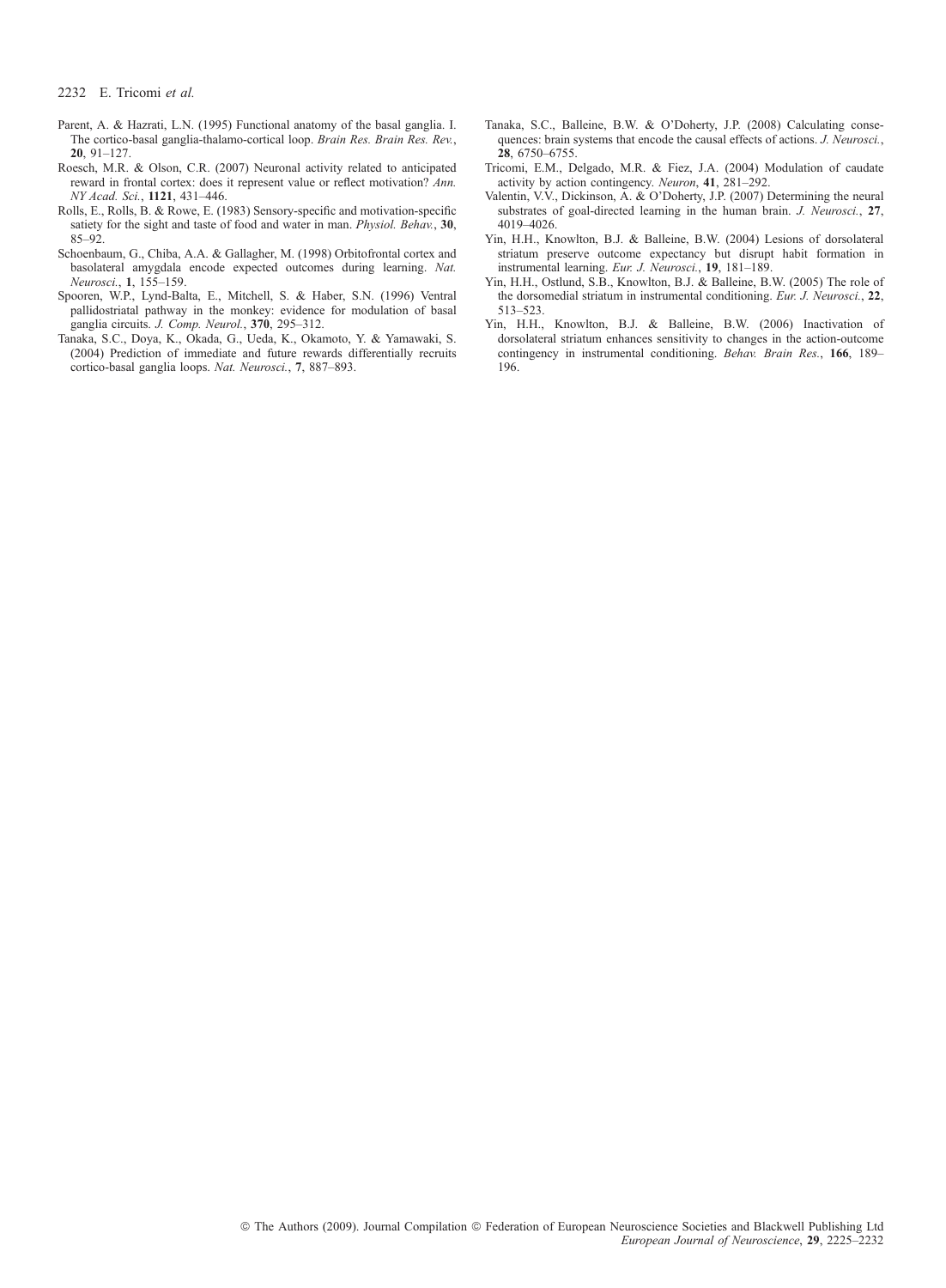Parent, A. & Hazrati, L.N. (1995) Functional anatomy of the basal ganglia. I. The cortico-basal ganglia-thalamo-cortical loop. *Brain Res. Brain Res. Rev.*, **20**, 91–127.

Roesch, M.R. & Olson, C.R. (2007) Neuronal activity related to anticipated reward in frontal cortex: does it represent value or reflect motivation? *Ann. NY Acad. Sci.*, **1121**, 431–446.

Rolls, E., Rolls, B. & Rowe, E. (1983) Sensory-specific and motivation-specific satiety for the sight and taste of food and water in man. *Physiol. Behav.*, **30**, 85–92.

Schoenbaum, G., Chiba, A.A. & Gallagher, M. (1998) Orbitofrontal cortex and basolateral amygdala encode expected outcomes during learning. *Nat. Neurosci.*, **1**, 155–159.

Spooren, W.P., Lynd-Balta, E., Mitchell, S. & Haber, S.N. (1996) Ventral pallidostriatal pathway in the monkey: evidence for modulation of basal ganglia circuits. *J. Comp. Neurol.*, **370**, 295–312.

Tanaka, S.C., Doya, K., Okada, G., Ueda, K., Okamoto, Y. & Yamawaki, S. (2004) Prediction of immediate and future rewards differentially recruits cortico-basal ganglia loops. *Nat. Neurosci.*, **7**, 887–893.

Tanaka, S.C., Balleine, B.W. & O'Doherty, J.P. (2008) Calculating consequences: brain systems that encode the causal effects of actions. *J. Neurosci.*, **28**, 6750–6755.

Tricomi, E.M., Delgado, M.R. & Fiez, J.A. (2004) Modulation of caudate activity by action contingency. *Neuron*, **41**, 281–292.

Valentin, V.V., Dickinson, A. & O'Doherty, J.P. (2007) Determining the neural substrates of goal-directed learning in the human brain. *J. Neurosci.*, **27**, 4019–4026.

Yin, H.H., Knowlton, B.J. & Balleine, B.W. (2004) Lesions of dorsolateral striatum preserve outcome expectancy but disrupt habit formation in instrumental learning. *Eur. J. Neurosci.*, **19**, 181–189.

Yin, H.H., Ostlund, S.B., Knowlton, B.J. & Balleine, B.W. (2005) The role of the dorsomedial striatum in instrumental conditioning. *Eur. J. Neurosci.*, **22**, 513–523.

Yin, H.H., Knowlton, B.J. & Balleine, B.W. (2006) Inactivation of dorsolateral striatum enhances sensitivity to changes in the action-outcome contingency in instrumental conditioning. *Behav. Brain Res.*, **166**, 189–196.